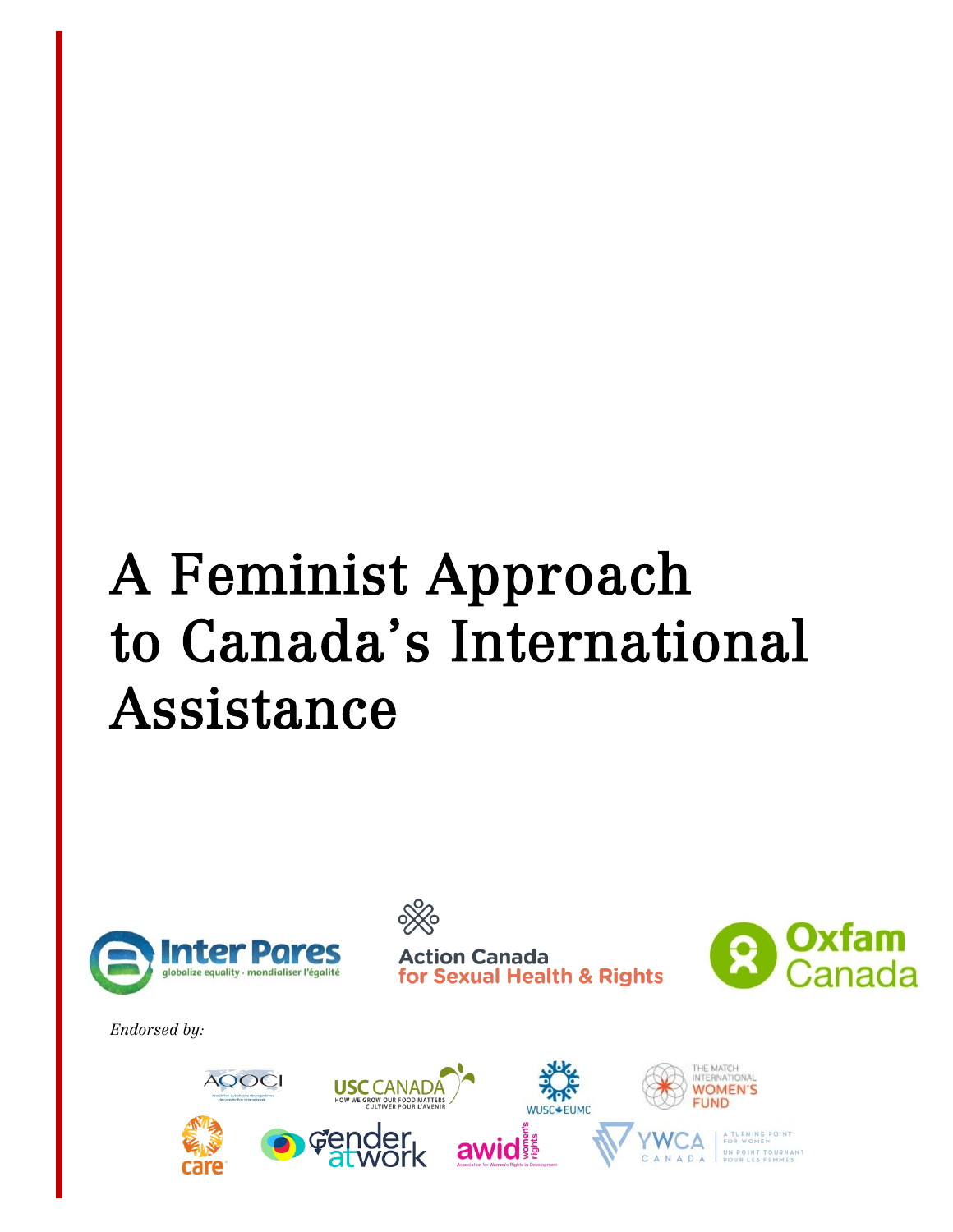# A Feminist Approach to Canada's International Assistance

Inter Pares
globalize equality · mondialiser l'égalité

Action Canada for Sexual Health & Rights

Oxfam Canada

*Endorsed by:*

AQOCI

USC CANADA
HOW WE GROW OUR FOOD MATTERS
CULTIVER POUR L'AVENIR

WUSC EUMC

THE MATCH INTERNATIONAL WOMEN'S FUND

care

gender at work

awid women's rights
Association for Women's Rights in Development

YWCA CANADA
A TURNING POINT FOR WOMEN
UN POINT TOURNANT POUR LES FEMMES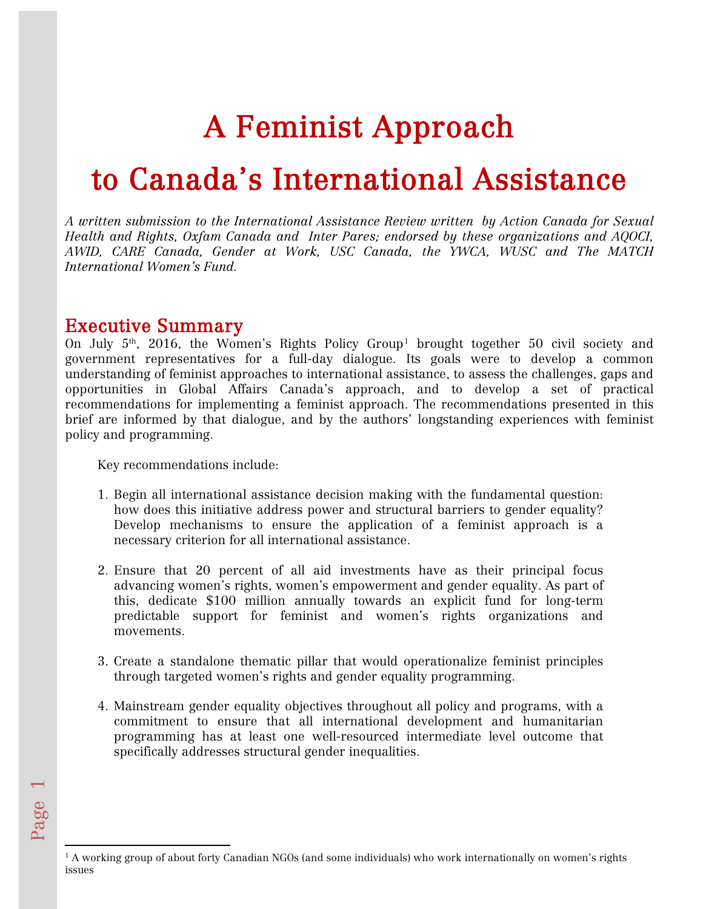# A Feminist Approach to Canada's International Assistance

*A written submission to the International Assistance Review written by Action Canada for Sexual Health and Rights, Oxfam Canada and Inter Pares; endorsed by these organizations and AQOCI, AWID, CARE Canada, Gender at Work, USC Canada, the YWCA, WUSC and The MATCH International Women's Fund.*

## Executive Summary

On July 5th, 2016, the Women's Rights Policy Group[1] brought together 50 civil society and government representatives for a full-day dialogue. Its goals were to develop a common understanding of feminist approaches to international assistance, to assess the challenges, gaps and opportunities in Global Affairs Canada's approach, and to develop a set of practical recommendations for implementing a feminist approach. The recommendations presented in this brief are informed by that dialogue, and by the authors' longstanding experiences with feminist policy and programming.

Key recommendations include:

1. Begin all international assistance decision making with the fundamental question: how does this initiative address power and structural barriers to gender equality? Develop mechanisms to ensure the application of a feminist approach is a necessary criterion for all international assistance.

2. Ensure that 20 percent of all aid investments have as their principal focus advancing women's rights, women's empowerment and gender equality. As part of this, dedicate $100 million annually towards an explicit fund for long-term predictable support for feminist and women's rights organizations and movements.

3. Create a standalone thematic pillar that would operationalize feminist principles through targeted women's rights and gender equality programming.

4. Mainstream gender equality objectives throughout all policy and programs, with a commitment to ensure that all international development and humanitarian programming has at least one well-resourced intermediate level outcome that specifically addresses structural gender inequalities.

---

[1] A working group of about forty Canadian NGOs (and some individuals) who work internationally on women's rights issues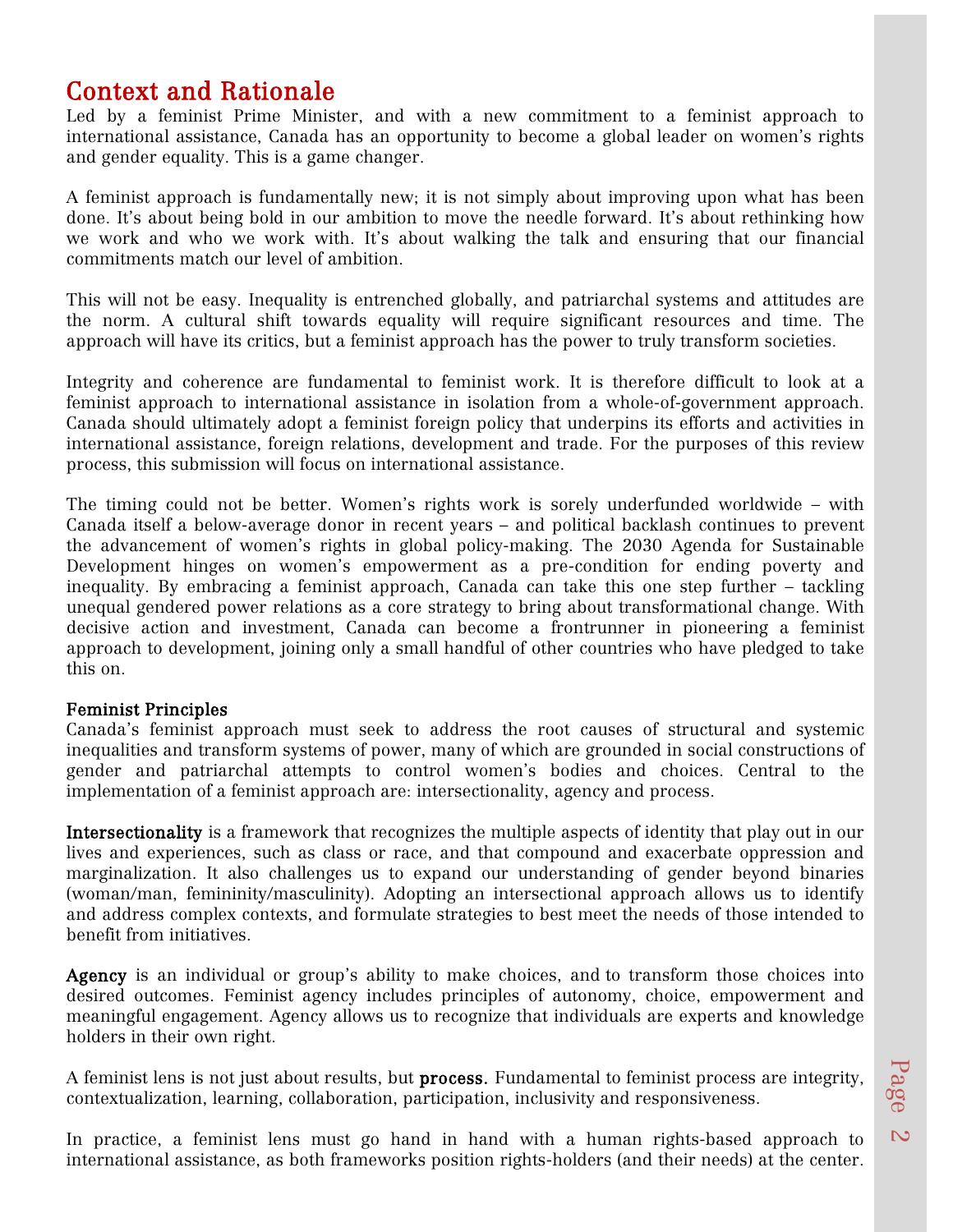## Context and Rationale

Led by a feminist Prime Minister, and with a new commitment to a feminist approach to international assistance, Canada has an opportunity to become a global leader on women's rights and gender equality. This is a game changer.

A feminist approach is fundamentally new; it is not simply about improving upon what has been done. It's about being bold in our ambition to move the needle forward. It's about rethinking how we work and who we work with. It's about walking the talk and ensuring that our financial commitments match our level of ambition.

This will not be easy. Inequality is entrenched globally, and patriarchal systems and attitudes are the norm. A cultural shift towards equality will require significant resources and time. The approach will have its critics, but a feminist approach has the power to truly transform societies.

Integrity and coherence are fundamental to feminist work. It is therefore difficult to look at a feminist approach to international assistance in isolation from a whole-of-government approach. Canada should ultimately adopt a feminist foreign policy that underpins its efforts and activities in international assistance, foreign relations, development and trade. For the purposes of this review process, this submission will focus on international assistance.

The timing could not be better. Women's rights work is sorely underfunded worldwide – with Canada itself a below-average donor in recent years – and political backlash continues to prevent the advancement of women's rights in global policy-making. The 2030 Agenda for Sustainable Development hinges on women's empowerment as a pre-condition for ending poverty and inequality. By embracing a feminist approach, Canada can take this one step further – tackling unequal gendered power relations as a core strategy to bring about transformational change. With decisive action and investment, Canada can become a frontrunner in pioneering a feminist approach to development, joining only a small handful of other countries who have pledged to take this on.

### Feminist Principles

Canada's feminist approach must seek to address the root causes of structural and systemic inequalities and transform systems of power, many of which are grounded in social constructions of gender and patriarchal attempts to control women's bodies and choices. Central to the implementation of a feminist approach are: intersectionality, agency and process.

**Intersectionality** is a framework that recognizes the multiple aspects of identity that play out in our lives and experiences, such as class or race, and that compound and exacerbate oppression and marginalization. It also challenges us to expand our understanding of gender beyond binaries (woman/man, femininity/masculinity). Adopting an intersectional approach allows us to identify and address complex contexts, and formulate strategies to best meet the needs of those intended to benefit from initiatives.

**Agency** is an individual or group's ability to make choices, and to transform those choices into desired outcomes. Feminist agency includes principles of autonomy, choice, empowerment and meaningful engagement. Agency allows us to recognize that individuals are experts and knowledge holders in their own right.

A feminist lens is not just about results, but **process.** Fundamental to feminist process are integrity, contextualization, learning, collaboration, participation, inclusivity and responsiveness.

In practice, a feminist lens must go hand in hand with a human rights-based approach to international assistance, as both frameworks position rights-holders (and their needs) at the center.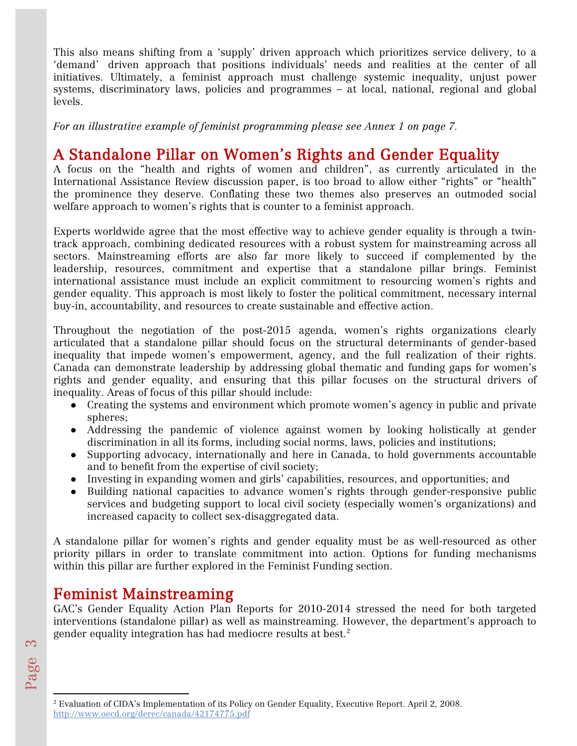This also means shifting from a 'supply' driven approach which prioritizes service delivery, to a 'demand' driven approach that positions individuals' needs and realities at the center of all initiatives. Ultimately, a feminist approach must challenge systemic inequality, unjust power systems, discriminatory laws, policies and programmes – at local, national, regional and global levels.

*For an illustrative example of feminist programming please see Annex 1 on page 7.*

## A Standalone Pillar on Women's Rights and Gender Equality

A focus on the "health and rights of women and children", as currently articulated in the International Assistance Review discussion paper, is too broad to allow either "rights" or "health" the prominence they deserve. Conflating these two themes also preserves an outmoded social welfare approach to women's rights that is counter to a feminist approach.

Experts worldwide agree that the most effective way to achieve gender equality is through a twin-track approach, combining dedicated resources with a robust system for mainstreaming across all sectors. Mainstreaming efforts are also far more likely to succeed if complemented by the leadership, resources, commitment and expertise that a standalone pillar brings. Feminist international assistance must include an explicit commitment to resourcing women's rights and gender equality. This approach is most likely to foster the political commitment, necessary internal buy-in, accountability, and resources to create sustainable and effective action.

Throughout the negotiation of the post-2015 agenda, women's rights organizations clearly articulated that a standalone pillar should focus on the structural determinants of gender-based inequality that impede women's empowerment, agency, and the full realization of their rights. Canada can demonstrate leadership by addressing global thematic and funding gaps for women's rights and gender equality, and ensuring that this pillar focuses on the structural drivers of inequality. Areas of focus of this pillar should include:

- Creating the systems and environment which promote women's agency in public and private spheres;
- Addressing the pandemic of violence against women by looking holistically at gender discrimination in all its forms, including social norms, laws, policies and institutions;
- Supporting advocacy, internationally and here in Canada, to hold governments accountable and to benefit from the expertise of civil society;
- Investing in expanding women and girls' capabilities, resources, and opportunities; and
- Building national capacities to advance women's rights through gender-responsive public services and budgeting support to local civil society (especially women's organizations) and increased capacity to collect sex-disaggregated data.

A standalone pillar for women's rights and gender equality must be as well-resourced as other priority pillars in order to translate commitment into action. Options for funding mechanisms within this pillar are further explored in the Feminist Funding section.

## Feminist Mainstreaming

GAC's Gender Equality Action Plan Reports for 2010-2014 stressed the need for both targeted interventions (standalone pillar) as well as mainstreaming. However, the department's approach to gender equality integration has had mediocre results at best.[2]

---

[2] Evaluation of CIDA's Implementation of its Policy on Gender Equality, Executive Report. April 2, 2008. http://www.oecd.org/derec/canada/42174775.pdf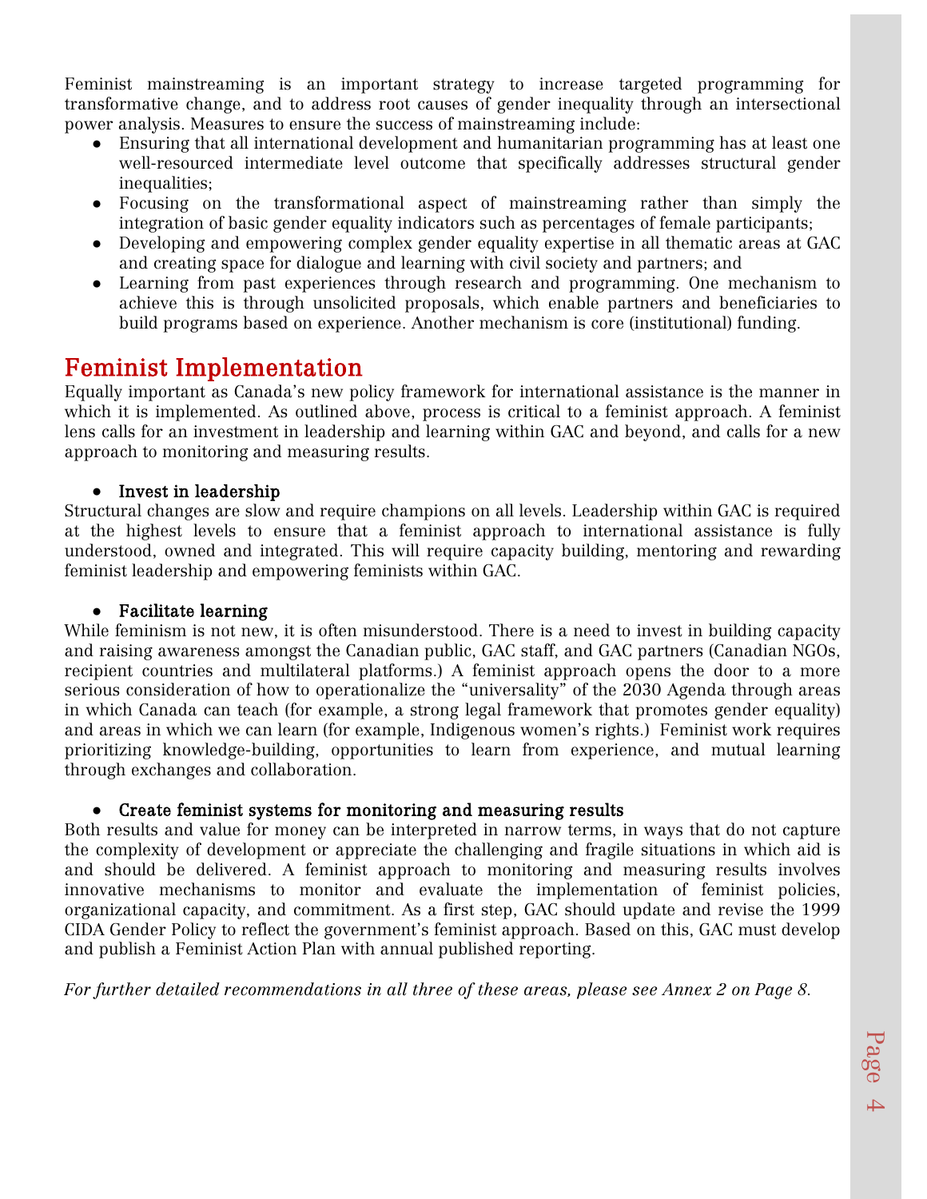Feminist mainstreaming is an important strategy to increase targeted programming for transformative change, and to address root causes of gender inequality through an intersectional power analysis. Measures to ensure the success of mainstreaming include:

- Ensuring that all international development and humanitarian programming has at least one well-resourced intermediate level outcome that specifically addresses structural gender inequalities;
- Focusing on the transformational aspect of mainstreaming rather than simply the integration of basic gender equality indicators such as percentages of female participants;
- Developing and empowering complex gender equality expertise in all thematic areas at GAC and creating space for dialogue and learning with civil society and partners; and
- Learning from past experiences through research and programming. One mechanism to achieve this is through unsolicited proposals, which enable partners and beneficiaries to build programs based on experience. Another mechanism is core (institutional) funding.

## Feminist Implementation

Equally important as Canada's new policy framework for international assistance is the manner in which it is implemented. As outlined above, process is critical to a feminist approach. A feminist lens calls for an investment in leadership and learning within GAC and beyond, and calls for a new approach to monitoring and measuring results.

- **Invest in leadership**

Structural changes are slow and require champions on all levels. Leadership within GAC is required at the highest levels to ensure that a feminist approach to international assistance is fully understood, owned and integrated. This will require capacity building, mentoring and rewarding feminist leadership and empowering feminists within GAC.

- **Facilitate learning**

While feminism is not new, it is often misunderstood. There is a need to invest in building capacity and raising awareness amongst the Canadian public, GAC staff, and GAC partners (Canadian NGOs, recipient countries and multilateral platforms.) A feminist approach opens the door to a more serious consideration of how to operationalize the "universality" of the 2030 Agenda through areas in which Canada can teach (for example, a strong legal framework that promotes gender equality) and areas in which we can learn (for example, Indigenous women's rights.) Feminist work requires prioritizing knowledge-building, opportunities to learn from experience, and mutual learning through exchanges and collaboration.

- **Create feminist systems for monitoring and measuring results**

Both results and value for money can be interpreted in narrow terms, in ways that do not capture the complexity of development or appreciate the challenging and fragile situations in which aid is and should be delivered. A feminist approach to monitoring and measuring results involves innovative mechanisms to monitor and evaluate the implementation of feminist policies, organizational capacity, and commitment. As a first step, GAC should update and revise the 1999 CIDA Gender Policy to reflect the government's feminist approach. Based on this, GAC must develop and publish a Feminist Action Plan with annual published reporting.

*For further detailed recommendations in all three of these areas, please see Annex 2 on Page 8.*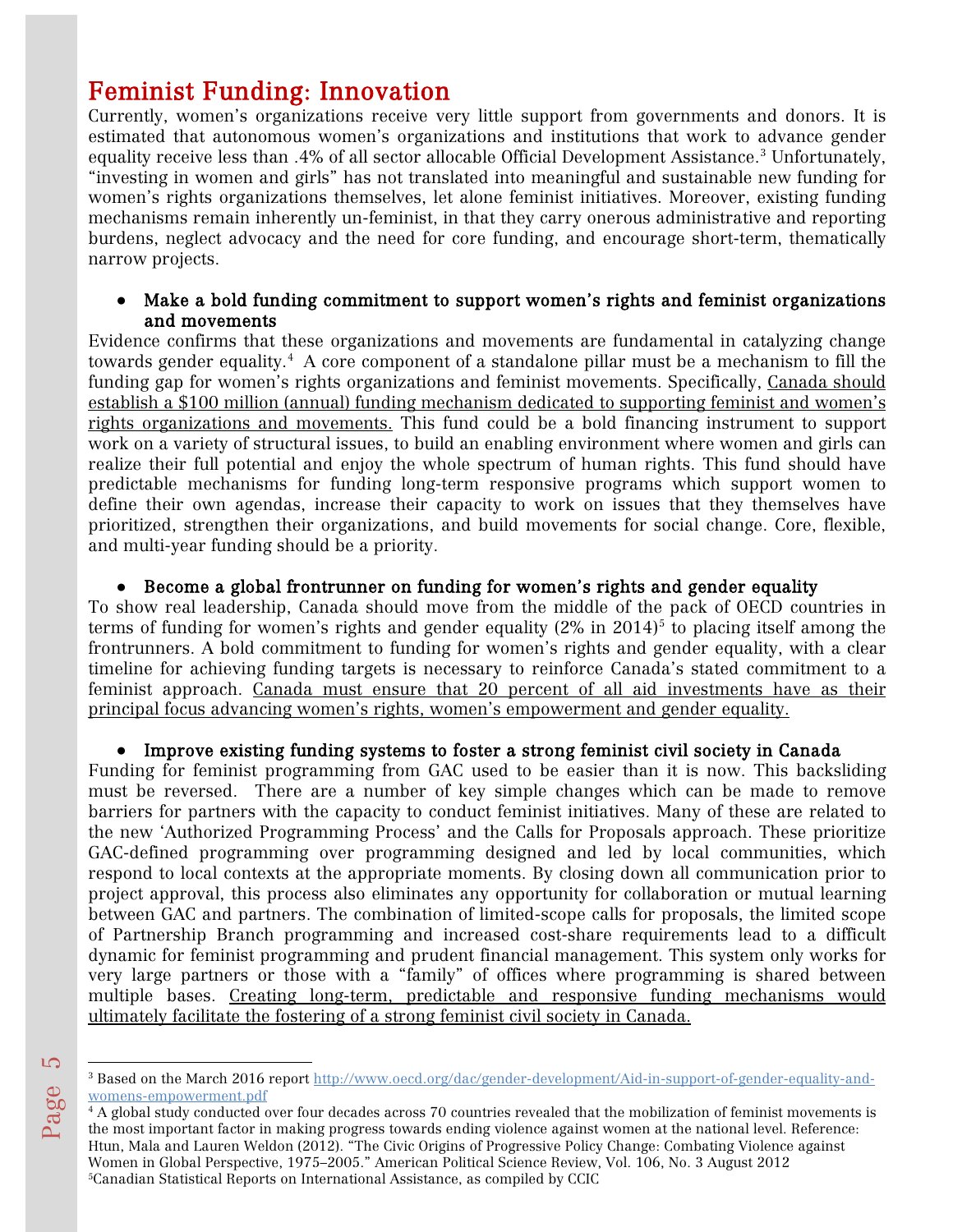# Feminist Funding: Innovation

Currently, women's organizations receive very little support from governments and donors. It is estimated that autonomous women's organizations and institutions that work to advance gender equality receive less than .4% of all sector allocable Official Development Assistance.[3] Unfortunately, "investing in women and girls" has not translated into meaningful and sustainable new funding for women's rights organizations themselves, let alone feminist initiatives. Moreover, existing funding mechanisms remain inherently un-feminist, in that they carry onerous administrative and reporting burdens, neglect advocacy and the need for core funding, and encourage short-term, thematically narrow projects.

- **Make a bold funding commitment to support women's rights and feminist organizations and movements**

Evidence confirms that these organizations and movements are fundamental in catalyzing change towards gender equality.[4] A core component of a standalone pillar must be a mechanism to fill the funding gap for women's rights organizations and feminist movements. Specifically, <u>Canada should establish a $100 million (annual) funding mechanism dedicated to supporting feminist and women's rights organizations and movements.</u> This fund could be a bold financing instrument to support work on a variety of structural issues, to build an enabling environment where women and girls can realize their full potential and enjoy the whole spectrum of human rights. This fund should have predictable mechanisms for funding long-term responsive programs which support women to define their own agendas, increase their capacity to work on issues that they themselves have prioritized, strengthen their organizations, and build movements for social change. Core, flexible, and multi-year funding should be a priority.

- **Become a global frontrunner on funding for women's rights and gender equality**

To show real leadership, Canada should move from the middle of the pack of OECD countries in terms of funding for women's rights and gender equality (2% in 2014)[5] to placing itself among the frontrunners. A bold commitment to funding for women's rights and gender equality, with a clear timeline for achieving funding targets is necessary to reinforce Canada's stated commitment to a feminist approach. <u>Canada must ensure that 20 percent of all aid investments have as their principal focus advancing women's rights, women's empowerment and gender equality.</u>

- **Improve existing funding systems to foster a strong feminist civil society in Canada**

Funding for feminist programming from GAC used to be easier than it is now. This backsliding must be reversed. There are a number of key simple changes which can be made to remove barriers for partners with the capacity to conduct feminist initiatives. Many of these are related to the new 'Authorized Programming Process' and the Calls for Proposals approach. These prioritize GAC-defined programming over programming designed and led by local communities, which respond to local contexts at the appropriate moments. By closing down all communication prior to project approval, this process also eliminates any opportunity for collaboration or mutual learning between GAC and partners. The combination of limited-scope calls for proposals, the limited scope of Partnership Branch programming and increased cost-share requirements lead to a difficult dynamic for feminist programming and prudent financial management. This system only works for very large partners or those with a "family" of offices where programming is shared between multiple bases. <u>Creating long-term, predictable and responsive funding mechanisms would ultimately facilitate the fostering of a strong feminist civil society in Canada.</u>

---

[3] Based on the March 2016 report http://www.oecd.org/dac/gender-development/Aid-in-support-of-gender-equality-and-womens-empowerment.pdf

[4] A global study conducted over four decades across 70 countries revealed that the mobilization of feminist movements is the most important factor in making progress towards ending violence against women at the national level. Reference: Htun, Mala and Lauren Weldon (2012). "The Civic Origins of Progressive Policy Change: Combating Violence against Women in Global Perspective, 1975–2005." American Political Science Review, Vol. 106, No. 3 August 2012

[5] Canadian Statistical Reports on International Assistance, as compiled by CCIC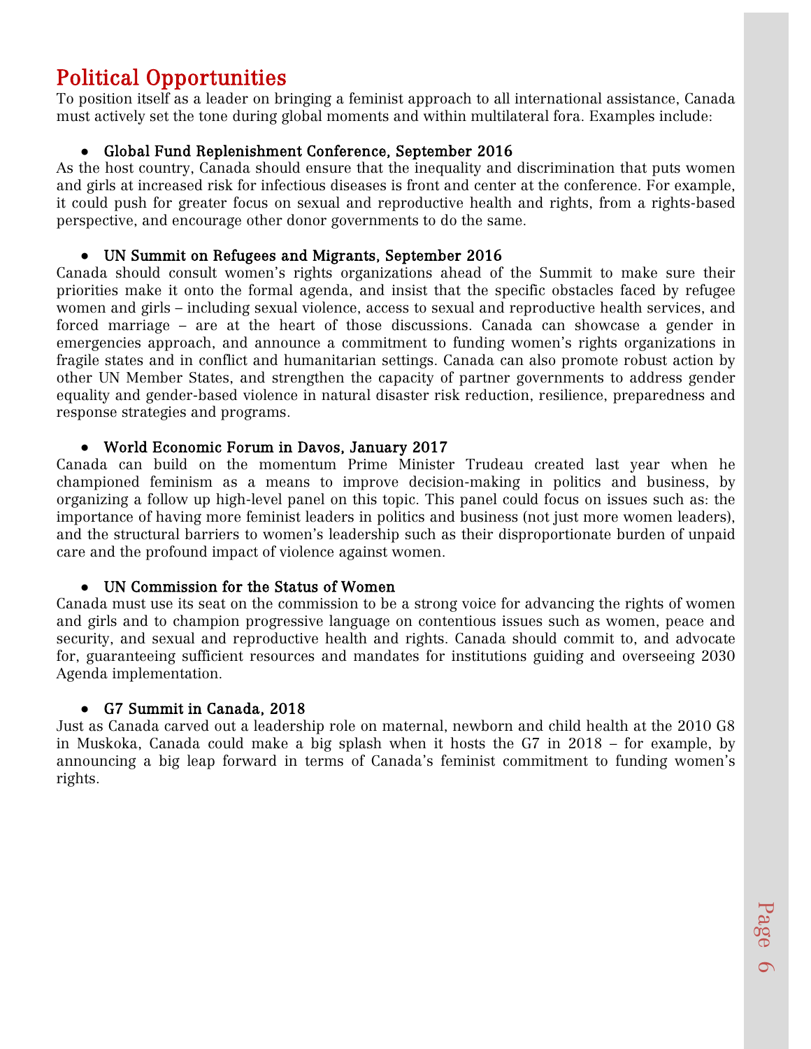## Political Opportunities

To position itself as a leader on bringing a feminist approach to all international assistance, Canada must actively set the tone during global moments and within multilateral fora. Examples include:

- **Global Fund Replenishment Conference, September 2016**

As the host country, Canada should ensure that the inequality and discrimination that puts women and girls at increased risk for infectious diseases is front and center at the conference. For example, it could push for greater focus on sexual and reproductive health and rights, from a rights-based perspective, and encourage other donor governments to do the same.

- **UN Summit on Refugees and Migrants, September 2016**

Canada should consult women's rights organizations ahead of the Summit to make sure their priorities make it onto the formal agenda, and insist that the specific obstacles faced by refugee women and girls – including sexual violence, access to sexual and reproductive health services, and forced marriage – are at the heart of those discussions. Canada can showcase a gender in emergencies approach, and announce a commitment to funding women's rights organizations in fragile states and in conflict and humanitarian settings. Canada can also promote robust action by other UN Member States, and strengthen the capacity of partner governments to address gender equality and gender-based violence in natural disaster risk reduction, resilience, preparedness and response strategies and programs.

- **World Economic Forum in Davos, January 2017**

Canada can build on the momentum Prime Minister Trudeau created last year when he championed feminism as a means to improve decision-making in politics and business, by organizing a follow up high-level panel on this topic. This panel could focus on issues such as: the importance of having more feminist leaders in politics and business (not just more women leaders), and the structural barriers to women's leadership such as their disproportionate burden of unpaid care and the profound impact of violence against women.

- **UN Commission for the Status of Women**

Canada must use its seat on the commission to be a strong voice for advancing the rights of women and girls and to champion progressive language on contentious issues such as women, peace and security, and sexual and reproductive health and rights. Canada should commit to, and advocate for, guaranteeing sufficient resources and mandates for institutions guiding and overseeing 2030 Agenda implementation.

- **G7 Summit in Canada, 2018**

Just as Canada carved out a leadership role on maternal, newborn and child health at the 2010 G8 in Muskoka, Canada could make a big splash when it hosts the G7 in 2018 – for example, by announcing a big leap forward in terms of Canada's feminist commitment to funding women's rights.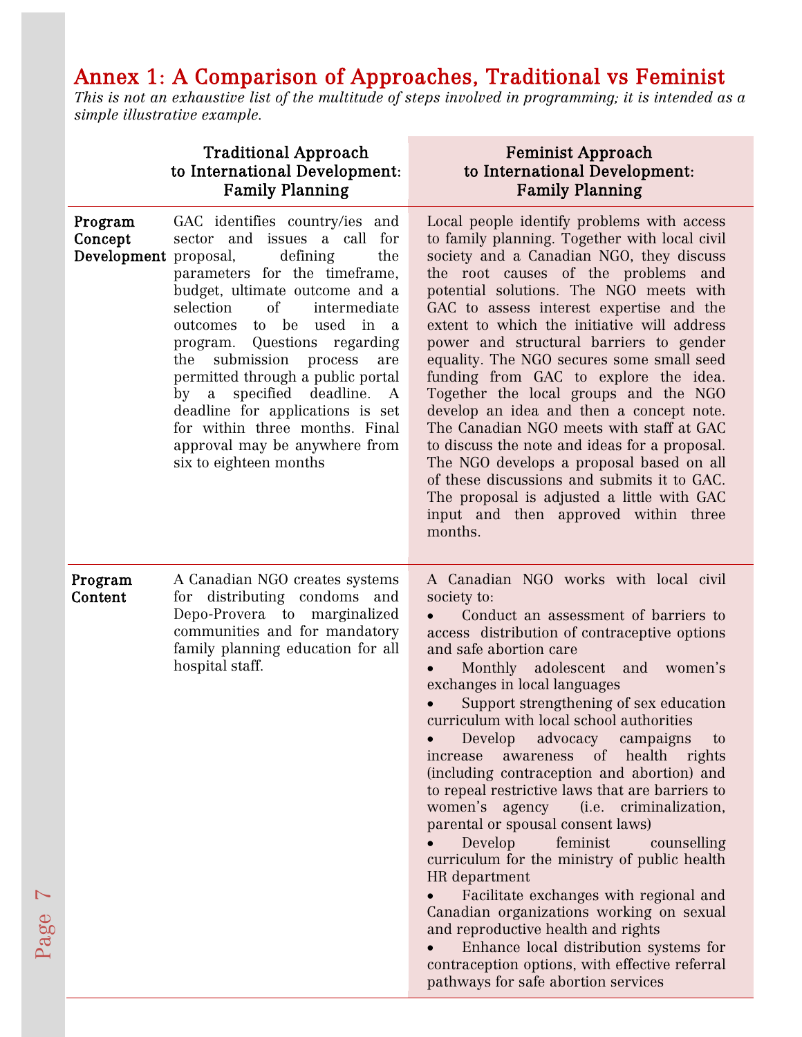## Annex 1: A Comparison of Approaches, Traditional vs Feminist

*This is not an exhaustive list of the multitude of steps involved in programming; it is intended as a simple illustrative example.*

| | Traditional Approach to International Development: Family Planning | Feminist Approach to International Development: Family Planning |
|---|---|---|
| **Program Concept Development** | GAC identifies country/ies and sector and issues a call for proposal, defining the parameters for the timeframe, budget, ultimate outcome and a selection of intermediate outcomes to be used in a program. Questions regarding the submission process are permitted through a public portal by a specified deadline. A deadline for applications is set for within three months. Final approval may be anywhere from six to eighteen months | Local people identify problems with access to family planning. Together with local civil society and a Canadian NGO, they discuss the root causes of the problems and potential solutions. The NGO meets with GAC to assess interest expertise and the extent to which the initiative will address power and structural barriers to gender equality. The NGO secures some small seed funding from GAC to explore the idea. Together the local groups and the NGO develop an idea and then a concept note. The Canadian NGO meets with staff at GAC to discuss the note and ideas for a proposal. The NGO develops a proposal based on all of these discussions and submits it to GAC. The proposal is adjusted a little with GAC input and then approved within three months. |
| **Program Content** | A Canadian NGO creates systems for distributing condoms and Depo-Provera to marginalized communities and for mandatory family planning education for all hospital staff. | A Canadian NGO works with local civil society to:<br>• Conduct an assessment of barriers to access distribution of contraceptive options and safe abortion care<br>• Monthly adolescent and women's exchanges in local languages<br>• Support strengthening of sex education curriculum with local school authorities<br>• Develop advocacy campaigns to increase awareness of health rights (including contraception and abortion) and to repeal restrictive laws that are barriers to women's agency (i.e. criminalization, parental or spousal consent laws)<br>• Develop feminist counselling curriculum for the ministry of public health HR department<br>• Facilitate exchanges with regional and Canadian organizations working on sexual and reproductive health and rights<br>• Enhance local distribution systems for contraception options, with effective referral pathways for safe abortion services |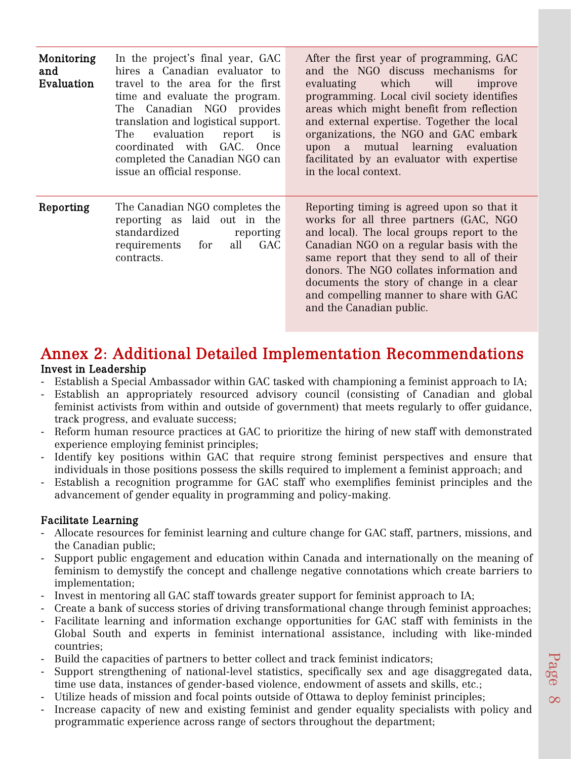| | | |
|---|---|---|
| **Monitoring and Evaluation** | In the project's final year, GAC hires a Canadian evaluator to travel to the area for the first time and evaluate the program. The Canadian NGO provides translation and logistical support. The evaluation report is coordinated with GAC. Once completed the Canadian NGO can issue an official response. | After the first year of programming, GAC and the NGO discuss mechanisms for evaluating which will improve programming. Local civil society identifies areas which might benefit from reflection and external expertise. Together the local organizations, the NGO and GAC embark upon a mutual learning evaluation facilitated by an evaluator with expertise in the local context. |
| **Reporting** | The Canadian NGO completes the reporting as laid out in the standardized reporting requirements for all GAC contracts. | Reporting timing is agreed upon so that it works for all three partners (GAC, NGO and local). The local groups report to the Canadian NGO on a regular basis with the same report that they send to all of their donors. The NGO collates information and documents the story of change in a clear and compelling manner to share with GAC and the Canadian public. |

## Annex 2: Additional Detailed Implementation Recommendations

### Invest in Leadership

- Establish a Special Ambassador within GAC tasked with championing a feminist approach to IA;
- Establish an appropriately resourced advisory council (consisting of Canadian and global feminist activists from within and outside of government) that meets regularly to offer guidance, track progress, and evaluate success;
- Reform human resource practices at GAC to prioritize the hiring of new staff with demonstrated experience employing feminist principles;
- Identify key positions within GAC that require strong feminist perspectives and ensure that individuals in those positions possess the skills required to implement a feminist approach; and
- Establish a recognition programme for GAC staff who exemplifies feminist principles and the advancement of gender equality in programming and policy-making.

### Facilitate Learning

- Allocate resources for feminist learning and culture change for GAC staff, partners, missions, and the Canadian public;
- Support public engagement and education within Canada and internationally on the meaning of feminism to demystify the concept and challenge negative connotations which create barriers to implementation;
- Invest in mentoring all GAC staff towards greater support for feminist approach to IA;
- Create a bank of success stories of driving transformational change through feminist approaches;
- Facilitate learning and information exchange opportunities for GAC staff with feminists in the Global South and experts in feminist international assistance, including with like-minded countries;
- Build the capacities of partners to better collect and track feminist indicators;
- Support strengthening of national-level statistics, specifically sex and age disaggregated data, time use data, instances of gender-based violence, endowment of assets and skills, etc.;
- Utilize heads of mission and focal points outside of Ottawa to deploy feminist principles;
- Increase capacity of new and existing feminist and gender equality specialists with policy and programmatic experience across range of sectors throughout the department;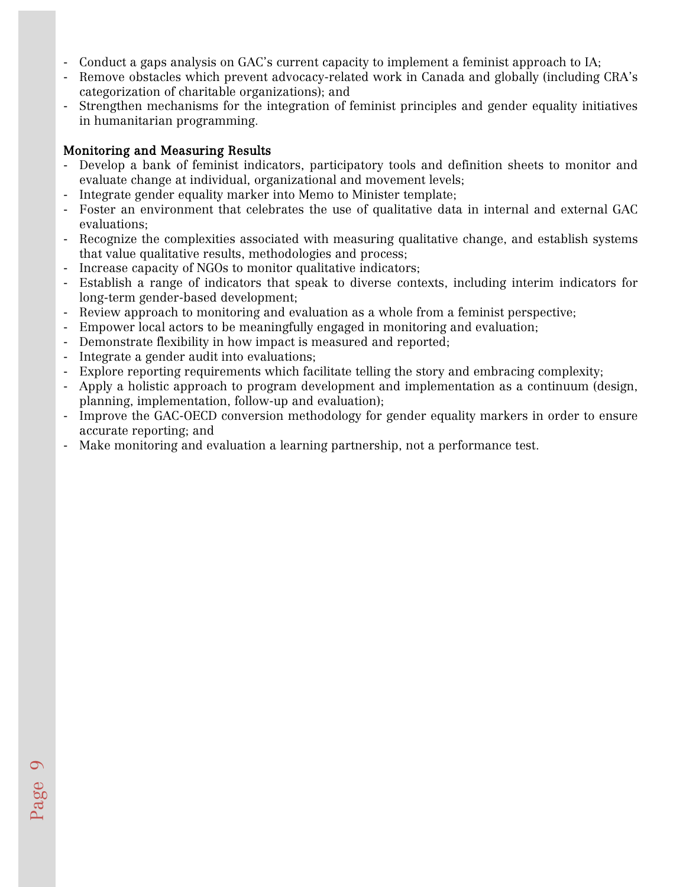- Conduct a gaps analysis on GAC's current capacity to implement a feminist approach to IA;
- Remove obstacles which prevent advocacy-related work in Canada and globally (including CRA's categorization of charitable organizations); and
- Strengthen mechanisms for the integration of feminist principles and gender equality initiatives in humanitarian programming.

### Monitoring and Measuring Results

- Develop a bank of feminist indicators, participatory tools and definition sheets to monitor and evaluate change at individual, organizational and movement levels;
- Integrate gender equality marker into Memo to Minister template;
- Foster an environment that celebrates the use of qualitative data in internal and external GAC evaluations;
- Recognize the complexities associated with measuring qualitative change, and establish systems that value qualitative results, methodologies and process;
- Increase capacity of NGOs to monitor qualitative indicators;
- Establish a range of indicators that speak to diverse contexts, including interim indicators for long-term gender-based development;
- Review approach to monitoring and evaluation as a whole from a feminist perspective;
- Empower local actors to be meaningfully engaged in monitoring and evaluation;
- Demonstrate flexibility in how impact is measured and reported;
- Integrate a gender audit into evaluations;
- Explore reporting requirements which facilitate telling the story and embracing complexity;
- Apply a holistic approach to program development and implementation as a continuum (design, planning, implementation, follow-up and evaluation);
- Improve the GAC-OECD conversion methodology for gender equality markers in order to ensure accurate reporting; and
- Make monitoring and evaluation a learning partnership, not a performance test.